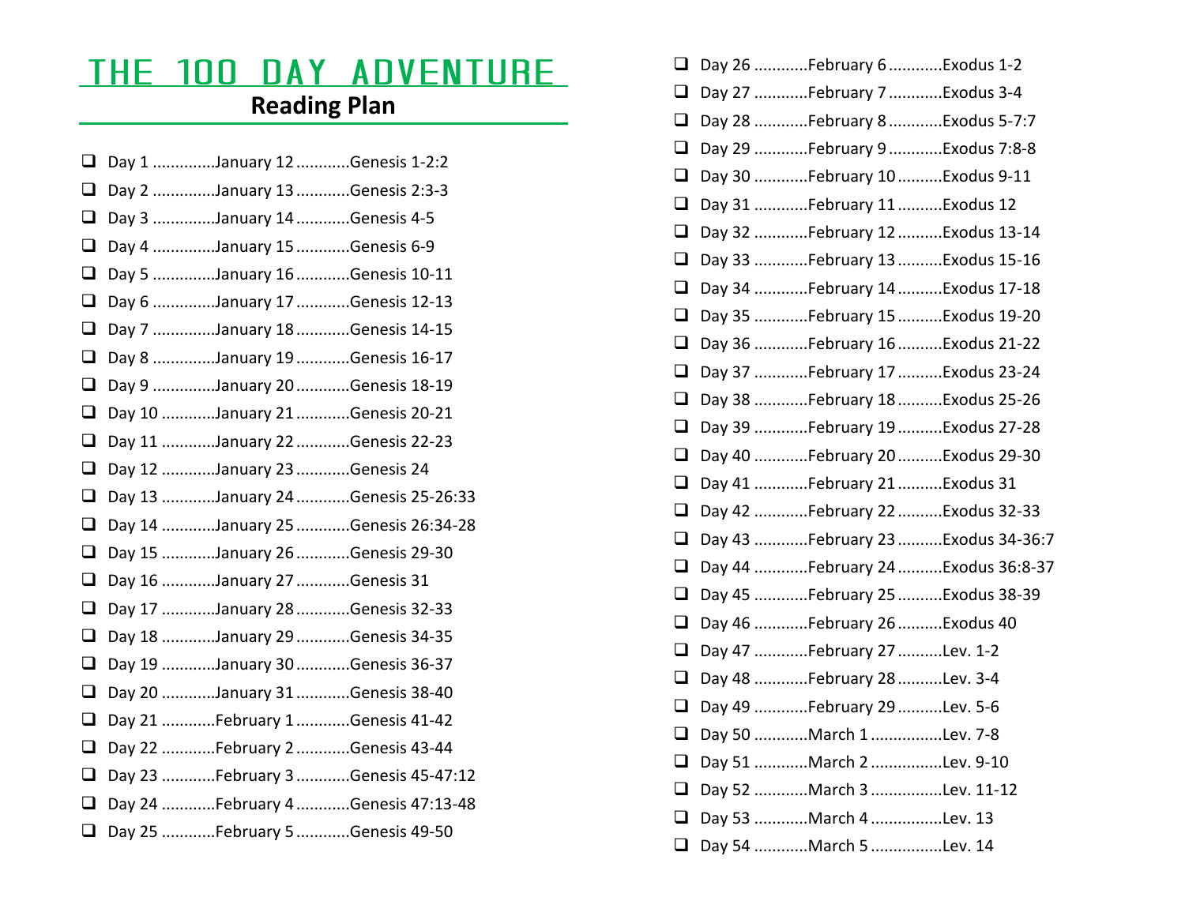# THE 100 DAY ADVENTURE

## Reading Plan

- ❑ Day 1 .............January 12...........Genesis 1-2:2
- ❑ Day 2 .............January 13...........Genesis 2:3-3
- ❑ Day 3 .............January 14...........Genesis 4-5
- ❑ Day 4 .............January 15...........Genesis 6-9
- ❑ Day 5 .............January 16...........Genesis 10-11
- ❑ Day 6 .............January 17...........Genesis 12-13
- ❑ Day 7 .............January 18...........Genesis 14-15
- ❑ Day 8 .............January 19...........Genesis 16-17
- ❑ Day 9 .............January 20...........Genesis 18-19
- ❑ Day 10 ...........January 21...........Genesis 20-21
- ❑ Day 11 ...........January 22...........Genesis 22-23
- ❑ Day 12 ...........January 23...........Genesis 24
- ❑ Day 13 ...........January 24...........Genesis 25-26:33
- ❑ Day 14 ...........January 25...........Genesis 26:34-28
- ❑ Day 15 ...........January 26...........Genesis 29-30
- ❑ Day 16 ...........January 27...........Genesis 31
- ❑ Day 17 ...........January 28...........Genesis 32-33
- ❑ Day 18 ...........January 29...........Genesis 34-35
- ❑ Day 19 ...........January 30...........Genesis 36-37
- ❑ Day 20 ...........January 31...........Genesis 38-40
- ❑ Day 21 ...........February 1...........Genesis 41-42
- ❑ Day 22 ...........February 2...........Genesis 43-44
- ❑ Day 23 ...........February 3...........Genesis 45-47:12
- ❑ Day 24 ...........February 4...........Genesis 47:13-48
- ❑ Day 25 ...........February 5...........Genesis 49-50
- ❑ Day 26 ...........February 6...........Exodus 1-2
- ❑ Day 27 ...........February 7...........Exodus 3-4
- ❑ Day 28 ...........February 8...........Exodus 5-7:7
- ❑ Day 29 ...........February 9...........Exodus 7:8-8
- ❑ Day 30 ...........February 10..........Exodus 9-11
- ❑ Day 31 ...........February 11..........Exodus 12
- ❑ Day 32 ...........February 12..........Exodus 13-14
- ❑ Day 33 ...........February 13..........Exodus 15-16
- ❑ Day 34 ...........February 14..........Exodus 17-18
- ❑ Day 35 ...........February 15..........Exodus 19-20
- ❑ Day 36 ...........February 16..........Exodus 21-22
- ❑ Day 37 ...........February 17..........Exodus 23-24
- ❑ Day 38 ...........February 18..........Exodus 25-26
- ❑ Day 39 ...........February 19..........Exodus 27-28
- ❑ Day 40 ...........February 20..........Exodus 29-30
- ❑ Day 41 ...........February 21..........Exodus 31
- ❑ Day 42 ...........February 22..........Exodus 32-33
- ❑ Day 43 ...........February 23..........Exodus 34-36:7
- ❑ Day 44 ...........February 24..........Exodus 36:8-37
- ❑ Day 45 ...........February 25..........Exodus 38-39
- ❑ Day 46 ...........February 26..........Exodus 40
- ❑ Day 47 ...........February 27..........Lev. 1-2
- ❑ Day 48 ...........February 28..........Lev. 3-4
- ❑ Day 49 ...........February 29..........Lev. 5-6
- ❑ Day 50 ...........March 1................Lev. 7-8
- ❑ Day 51 ...........March 2................Lev. 9-10
- ❑ Day 52 ...........March 3................Lev. 11-12
- ❑ Day 53 ...........March 4................Lev. 13
- ❑ Day 54 ...........March 5................Lev. 14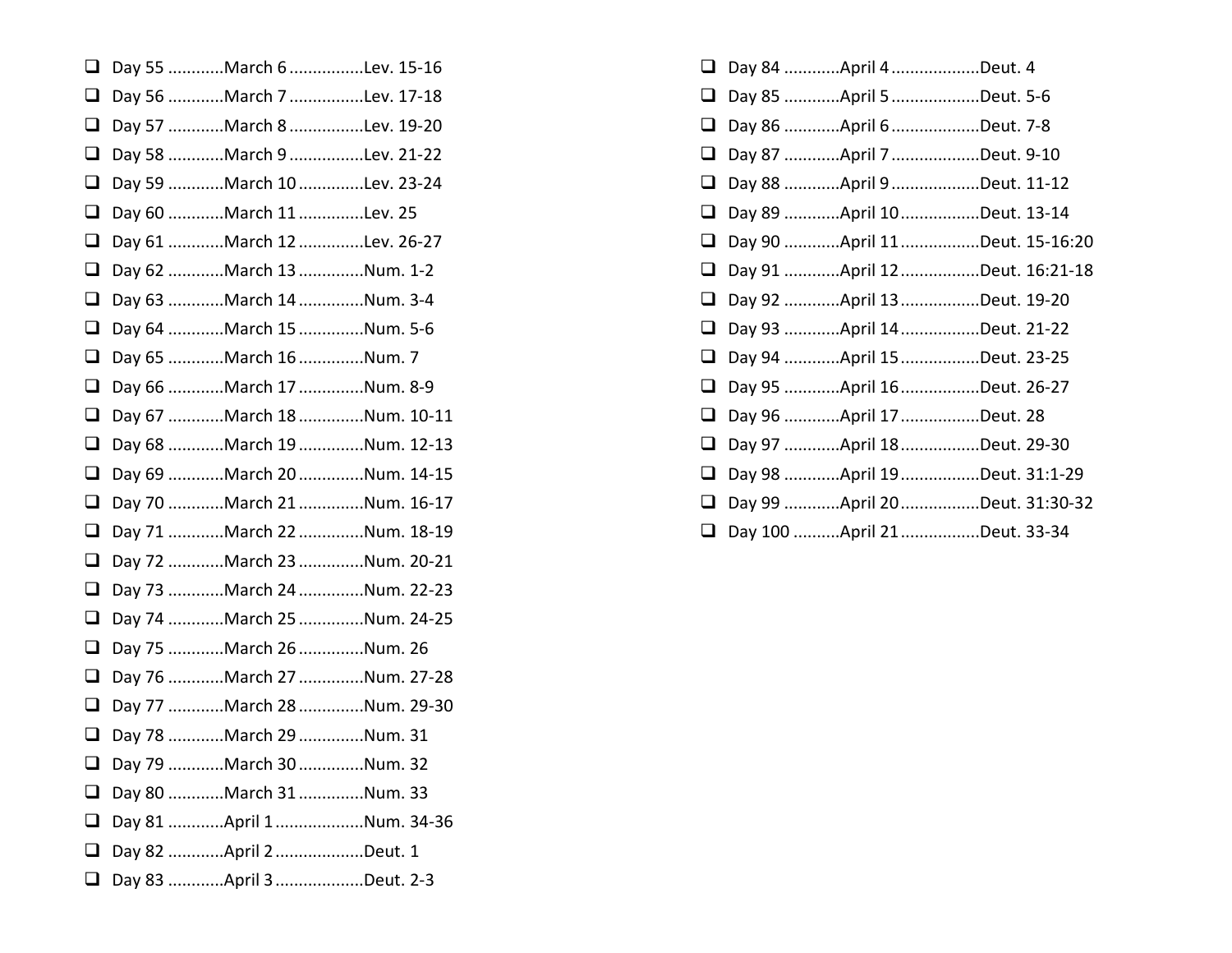- ❑ Day 55 ...........March 6 ...............Lev. 15-16
- ❑ Day 56 ...........March 7 ...............Lev. 17-18
- ❑ Day 57 ...........March 8 ...............Lev. 19-20
- ❑ Day 58 ...........March 9 ...............Lev. 21-22
- ❑ Day 59 ...........March 10 .............Lev. 23-24
- ❑ Day 60 ...........March 11 .............Lev. 25
- ❑ Day 61 ...........March 12 .............Lev. 26-27
- ❑ Day 62 ...........March 13 .............Num. 1-2
- ❑ Day 63 ...........March 14 .............Num. 3-4
- ❑ Day 64 ...........March 15 .............Num. 5-6
- ❑ Day 65 ...........March 16 .............Num. 7
- ❑ Day 66 ...........March 17 .............Num. 8-9
- ❑ Day 67 ...........March 18 .............Num. 10-11
- ❑ Day 68 ...........March 19 .............Num. 12-13
- ❑ Day 69 ...........March 20 .............Num. 14-15
- ❑ Day 70 ...........March 21 .............Num. 16-17
- ❑ Day 71 ...........March 22 .............Num. 18-19
- ❑ Day 72 ...........March 23 .............Num. 20-21
- ❑ Day 73 ...........March 24 .............Num. 22-23
- ❑ Day 74 ...........March 25 .............Num. 24-25
- ❑ Day 75 ...........March 26 .............Num. 26
- ❑ Day 76 ...........March 27 .............Num. 27-28
- ❑ Day 77 ...........March 28 .............Num. 29-30
- ❑ Day 78 ...........March 29 .............Num. 31
- ❑ Day 79 ...........March 30 .............Num. 32
- ❑ Day 80 ...........March 31 .............Num. 33
- ❑ Day 81 ...........April 1 ..................Num. 34-36
- ❑ Day 82 ...........April 2 ..................Deut. 1
- ❑ Day 83 ...........April 3 ..................Deut. 2-3
- ❑ Day 84 ...........April 4 ..................Deut. 4
- ❑ Day 85 ...........April 5 ..................Deut. 5-6
- ❑ Day 86 ...........April 6 ..................Deut. 7-8
- ❑ Day 87 ...........April 7 ..................Deut. 9-10
- ❑ Day 88 ...........April 9 ..................Deut. 11-12
- ❑ Day 89 ...........April 10 ................Deut. 13-14
- ❑ Day 90 ...........April 11 ................Deut. 15-16:20
- ❑ Day 91 ...........April 12 ................Deut. 16:21-18
- ❑ Day 92 ...........April 13 ................Deut. 19-20
- ❑ Day 93 ...........April 14 ................Deut. 21-22
- ❑ Day 94 ...........April 15 ................Deut. 23-25
- ❑ Day 95 ...........April 16 ................Deut. 26-27
- ❑ Day 96 ...........April 17 ................Deut. 28
- ❑ Day 97 ...........April 18 ................Deut. 29-30
- ❑ Day 98 ...........April 19 ................Deut. 31:1-29
- ❑ Day 99 ...........April 20 ................Deut. 31:30-32
- ❑ Day 100 ..........April 21 ................Deut. 33-34